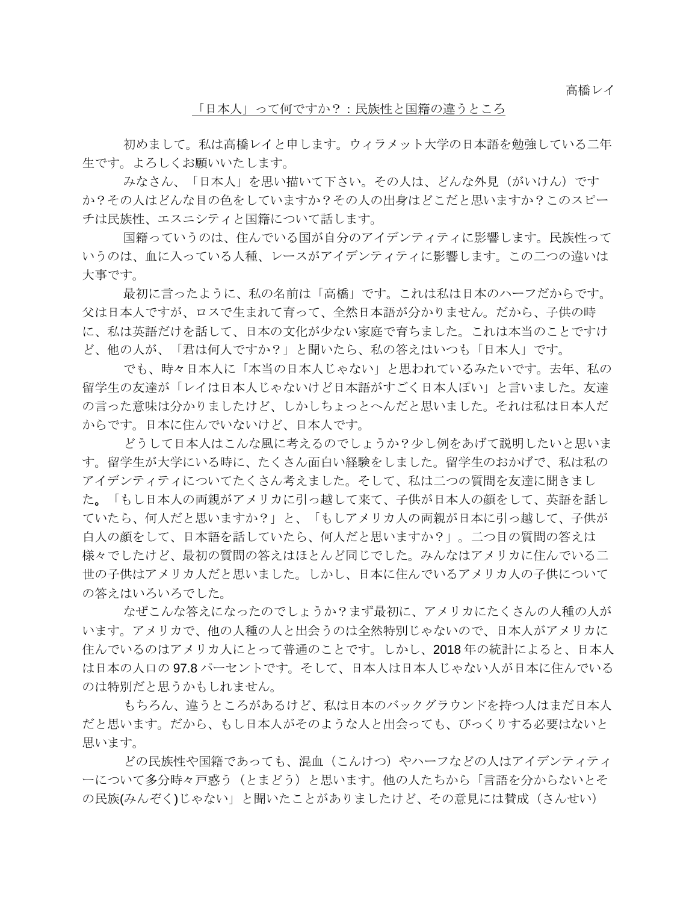高橋レイ

# 「日本人」って何ですか？：民族性と国籍の違うところ

初めまして。私は高橋レイと申します。ウィラメット大学の日本語を勉強している二年生です。よろしくお願いいたします。

みなさん、「日本人」を思い描いて下さい。その人は、どんな外見（がいけん）ですか？その人はどんな目の色をしていますか？その人の出身はどこだと思いますか？このスピーチは民族性、エスニシティと国籍について話します。

国籍っていうのは、住んでいる国が自分のアイデンティティに影響します。民族性っていうのは、血に入っている人種、レースがアイデンティティに影響します。この二つの違いは大事です。

最初に言ったように、私の名前は「高橋」です。これは私は日本のハーフだからです。父は日本人ですが、ロスで生まれて育って、全然日本語が分かりません。だから、子供の時に、私は英語だけを話して、日本の文化が少ない家庭で育ちました。これは本当のことですけど、他の人が、「君は何人ですか？」と聞いたら、私の答えはいつも「日本人」です。

でも、時々日本人に「本当の日本人じゃない」と思われているみたいです。去年、私の留学生の友達が「レイは日本人じゃないけど日本語がすごく日本人ぽい」と言いました。友達の言った意味は分かりましたけど、しかしちょっとへんだと思いました。それは私は日本人だからです。日本に住んでいないけど、日本人です。

どうして日本人はこんな風に考えるのでしょうか？少し例をあげて説明したいと思います。留学生が大学にいる時に、たくさん面白い経験をしました。留学生のおかげで、私は私のアイデンティティについてたくさん考えました。そして、私は二つの質問を友達に聞きました。「もし日本人の両親がアメリカに引っ越して来て、子供が日本人の顔をして、英語を話していたら、何人だと思いますか？」と、「もしアメリカ人の両親が日本に引っ越して、子供が白人の顔をして、日本語を話していたら、何人だと思いますか？」。二つ目の質問の答えは様々でしたけど、最初の質問の答えはほとんど同じでした。みんなはアメリカに住んでいる二世の子供はアメリカ人だと思いました。しかし、日本に住んでいるアメリカ人の子供についての答えはいろいろでした。

なぜこんな答えになったのでしょうか？まず最初に、アメリカにたくさんの人種の人がいます。アメリカで、他の人種の人と出会うのは全然特別じゃないので、日本人がアメリカに住んでいるのはアメリカ人にとって普通のことです。しかし、2018 年の統計によると、日本人は日本の人口の 97.8 パーセントです。そして、日本人は日本人じゃない人が日本に住んでいるのは特別だと思うかもしれません。

もちろん、違うところがあるけど、私は日本のバックグラウンドを持つ人はまだ日本人だと思います。だから、もし日本人がそのような人と出会っても、びっくりする必要はないと思います。

どの民族性や国籍であっても、混血（こんけつ）やハーフなどの人はアイデンティティーについて多分時々戸惑う（とまどう）と思います。他の人たちから「言語を分からないとその民族(みんぞく)じゃない」と聞いたことがありましたけど、その意見には賛成（さんせい）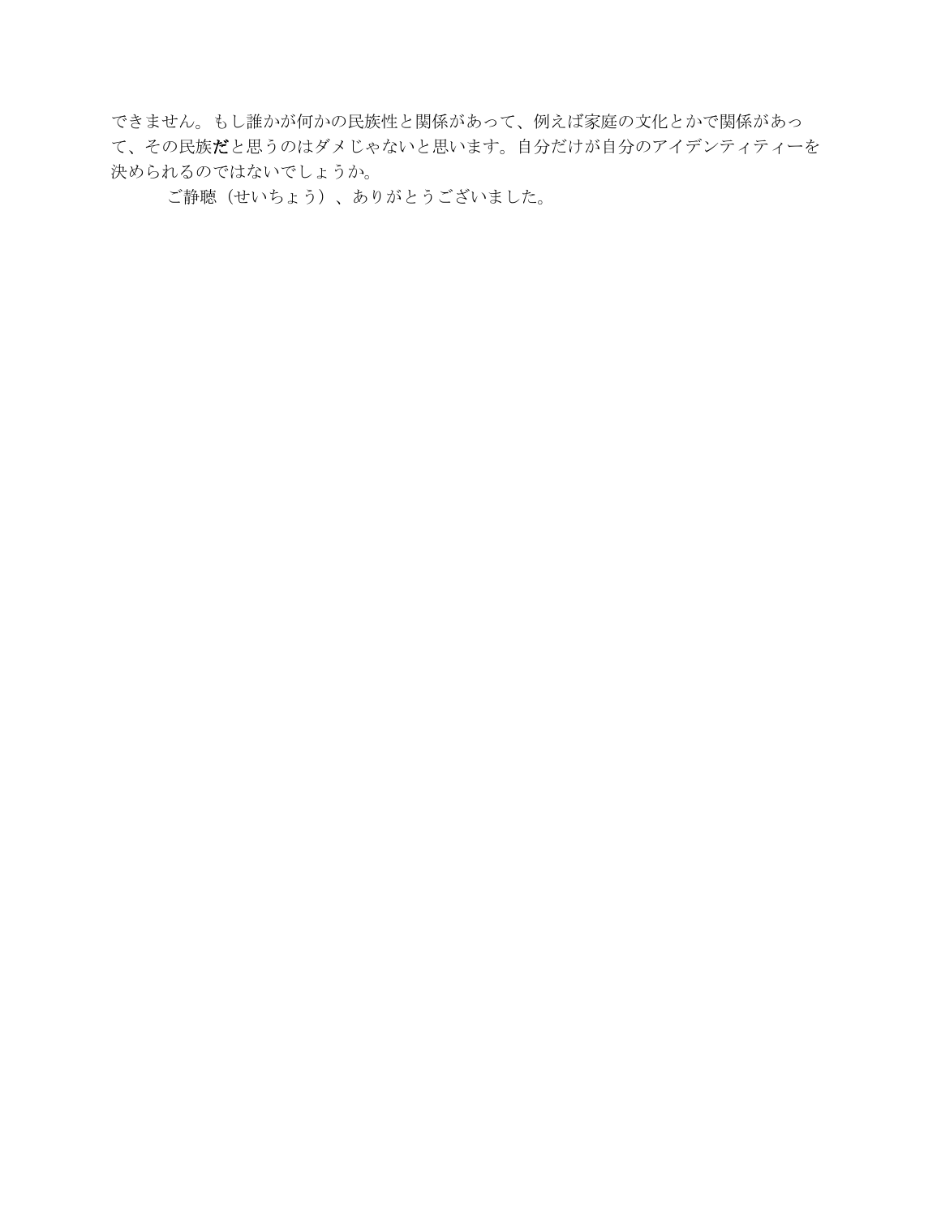できません。もし誰かが何かの民族性と関係があって、例えば家庭の文化とかで関係があって、その民族**だ**と思うのはダメじゃないと思います。自分だけが自分のアイデンティティーを決められるのではないでしょうか。

　　ご静聴（せいちょう）、ありがとうございました。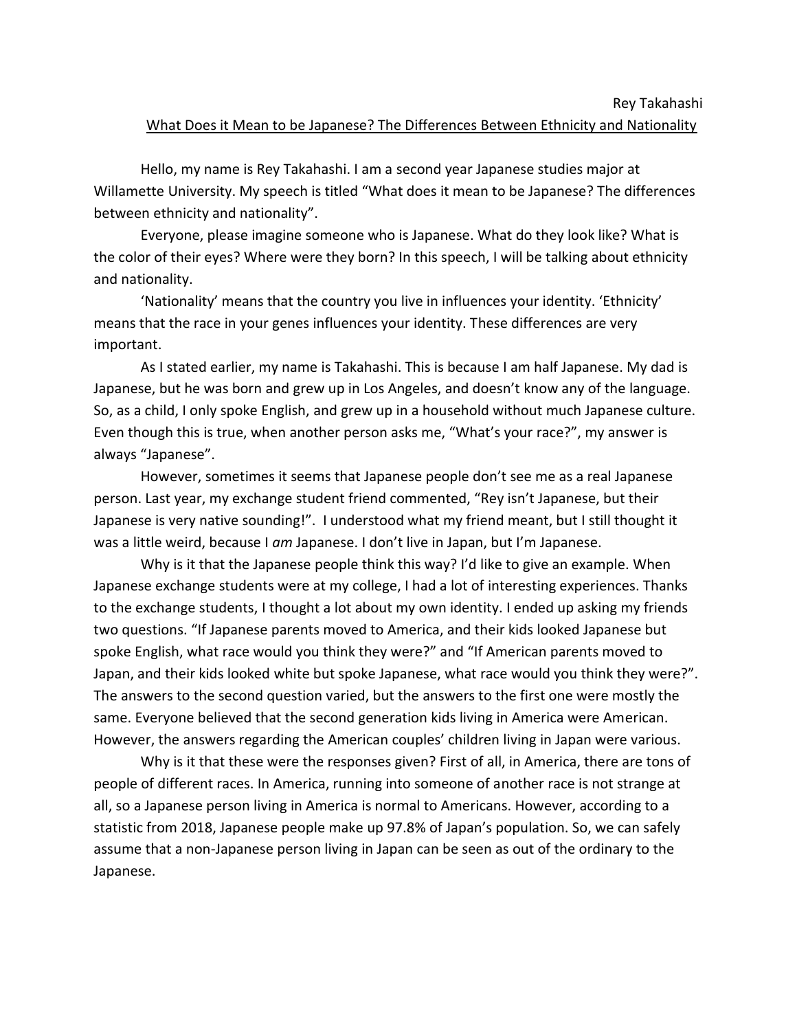Rey Takahashi

What Does it Mean to be Japanese? The Differences Between Ethnicity and Nationality

Hello, my name is Rey Takahashi. I am a second year Japanese studies major at Willamette University. My speech is titled "What does it mean to be Japanese? The differences between ethnicity and nationality".

Everyone, please imagine someone who is Japanese. What do they look like? What is the color of their eyes? Where were they born? In this speech, I will be talking about ethnicity and nationality.

'Nationality' means that the country you live in influences your identity. 'Ethnicity' means that the race in your genes influences your identity. These differences are very important.

As I stated earlier, my name is Takahashi. This is because I am half Japanese. My dad is Japanese, but he was born and grew up in Los Angeles, and doesn't know any of the language. So, as a child, I only spoke English, and grew up in a household without much Japanese culture. Even though this is true, when another person asks me, "What's your race?", my answer is always "Japanese".

However, sometimes it seems that Japanese people don't see me as a real Japanese person. Last year, my exchange student friend commented, "Rey isn't Japanese, but their Japanese is very native sounding!". I understood what my friend meant, but I still thought it was a little weird, because I *am* Japanese. I don't live in Japan, but I'm Japanese.

Why is it that the Japanese people think this way? I'd like to give an example. When Japanese exchange students were at my college, I had a lot of interesting experiences. Thanks to the exchange students, I thought a lot about my own identity. I ended up asking my friends two questions. "If Japanese parents moved to America, and their kids looked Japanese but spoke English, what race would you think they were?" and "If American parents moved to Japan, and their kids looked white but spoke Japanese, what race would you think they were?". The answers to the second question varied, but the answers to the first one were mostly the same. Everyone believed that the second generation kids living in America were American. However, the answers regarding the American couples' children living in Japan were various.

Why is it that these were the responses given? First of all, in America, there are tons of people of different races. In America, running into someone of another race is not strange at all, so a Japanese person living in America is normal to Americans. However, according to a statistic from 2018, Japanese people make up 97.8% of Japan's population. So, we can safely assume that a non-Japanese person living in Japan can be seen as out of the ordinary to the Japanese.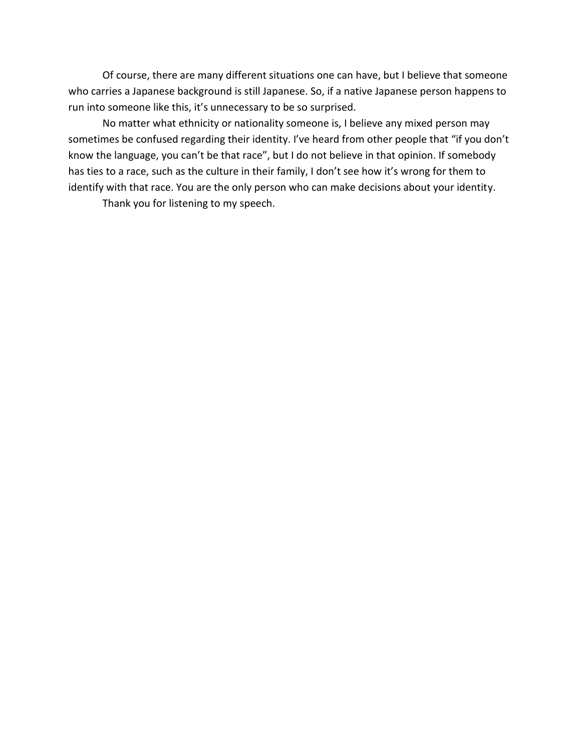Of course, there are many different situations one can have, but I believe that someone who carries a Japanese background is still Japanese. So, if a native Japanese person happens to run into someone like this, it's unnecessary to be so surprised.

No matter what ethnicity or nationality someone is, I believe any mixed person may sometimes be confused regarding their identity. I've heard from other people that "if you don't know the language, you can't be that race", but I do not believe in that opinion. If somebody has ties to a race, such as the culture in their family, I don't see how it's wrong for them to identify with that race. You are the only person who can make decisions about your identity.

Thank you for listening to my speech.